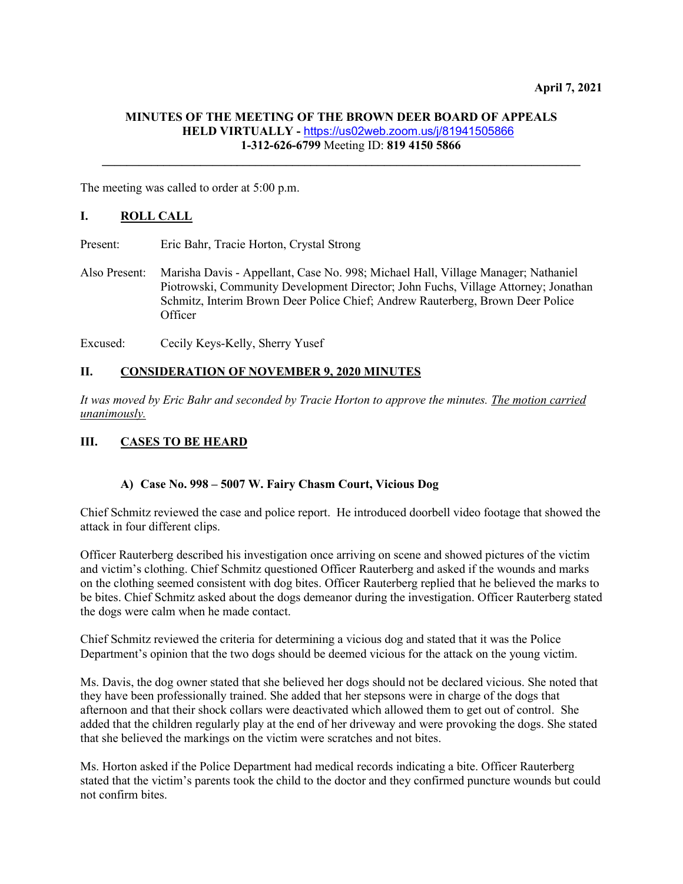**April 7, 2021**

**MINUTES OF THE MEETING OF THE BROWN DEER BOARD OF APPEALS**
**HELD VIRTUALLY -** https://us02web.zoom.us/j/81941505866
**1-312-626-6799** Meeting ID: **819 4150 5866**

---

The meeting was called to order at 5:00 p.m.

## I. ROLL CALL

Present: Eric Bahr, Tracie Horton, Crystal Strong

Also Present: Marisha Davis - Appellant, Case No. 998; Michael Hall, Village Manager; Nathaniel Piotrowski, Community Development Director; John Fuchs, Village Attorney; Jonathan Schmitz, Interim Brown Deer Police Chief; Andrew Rauterberg, Brown Deer Police Officer

Excused: Cecily Keys-Kelly, Sherry Yusef

## II. CONSIDERATION OF NOVEMBER 9, 2020 MINUTES

*It was moved by Eric Bahr and seconded by Tracie Horton to approve the minutes. The motion carried unanimously.*

## III. CASES TO BE HEARD

### A) Case No. 998 – 5007 W. Fairy Chasm Court, Vicious Dog

Chief Schmitz reviewed the case and police report. He introduced doorbell video footage that showed the attack in four different clips.

Officer Rauterberg described his investigation once arriving on scene and showed pictures of the victim and victim's clothing. Chief Schmitz questioned Officer Rauterberg and asked if the wounds and marks on the clothing seemed consistent with dog bites. Officer Rauterberg replied that he believed the marks to be bites. Chief Schmitz asked about the dogs demeanor during the investigation. Officer Rauterberg stated the dogs were calm when he made contact.

Chief Schmitz reviewed the criteria for determining a vicious dog and stated that it was the Police Department's opinion that the two dogs should be deemed vicious for the attack on the young victim.

Ms. Davis, the dog owner stated that she believed her dogs should not be declared vicious. She noted that they have been professionally trained. She added that her stepsons were in charge of the dogs that afternoon and that their shock collars were deactivated which allowed them to get out of control. She added that the children regularly play at the end of her driveway and were provoking the dogs. She stated that she believed the markings on the victim were scratches and not bites.

Ms. Horton asked if the Police Department had medical records indicating a bite. Officer Rauterberg stated that the victim's parents took the child to the doctor and they confirmed puncture wounds but could not confirm bites.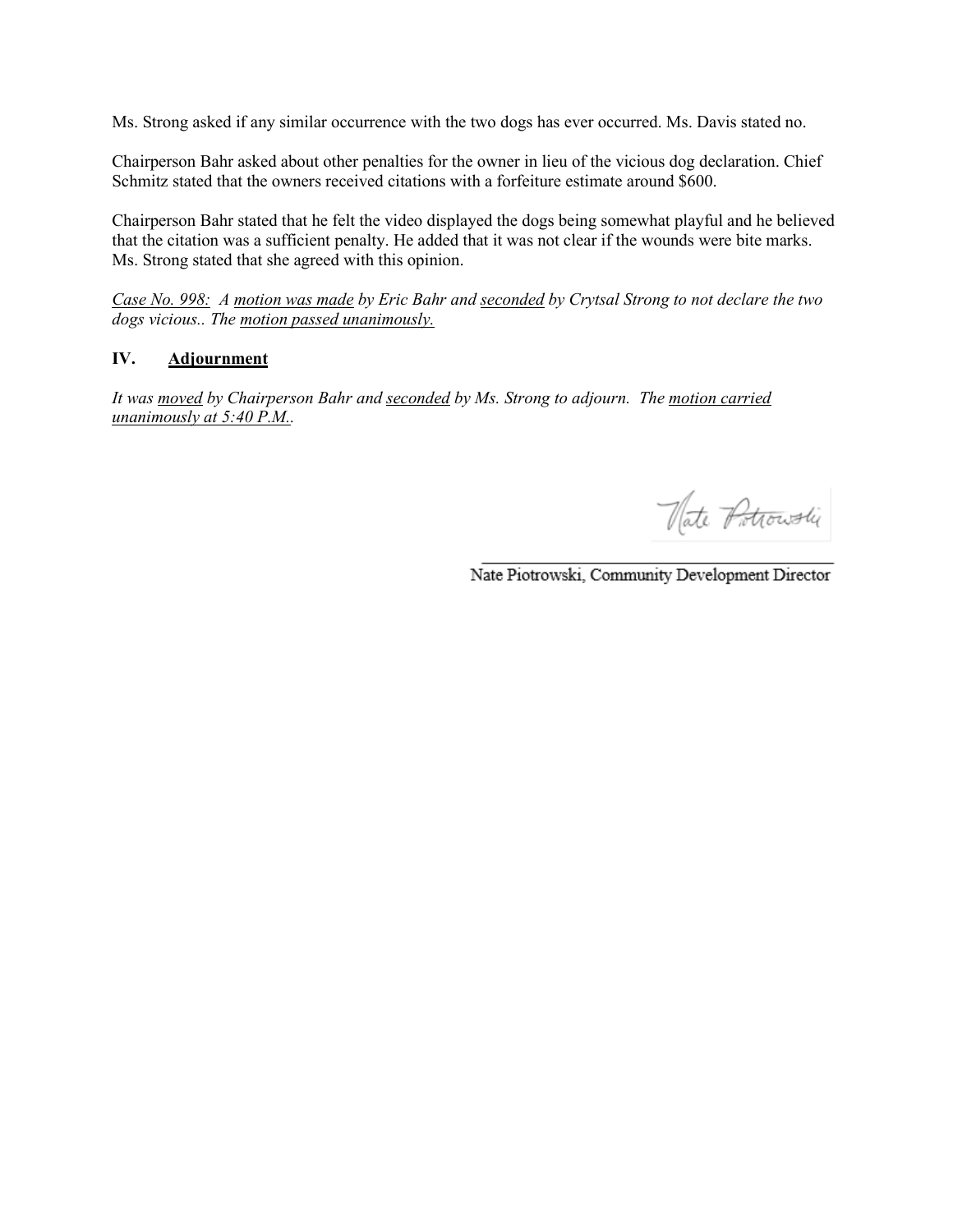Ms. Strong asked if any similar occurrence with the two dogs has ever occurred. Ms. Davis stated no.

Chairperson Bahr asked about other penalties for the owner in lieu of the vicious dog declaration. Chief Schmitz stated that the owners received citations with a forfeiture estimate around $600.

Chairperson Bahr stated that he felt the video displayed the dogs being somewhat playful and he believed that the citation was a sufficient penalty. He added that it was not clear if the wounds were bite marks. Ms. Strong stated that she agreed with this opinion.

*Case No. 998: A motion was made by Eric Bahr and seconded by Crytsal Strong to not declare the two dogs vicious.. The motion passed unanimously.*

## IV. Adjournment

*It was moved by Chairperson Bahr and seconded by Ms. Strong to adjourn. The motion carried unanimously at 5:40 P.M..*

Nate Piotrowski

Nate Piotrowski, Community Development Director